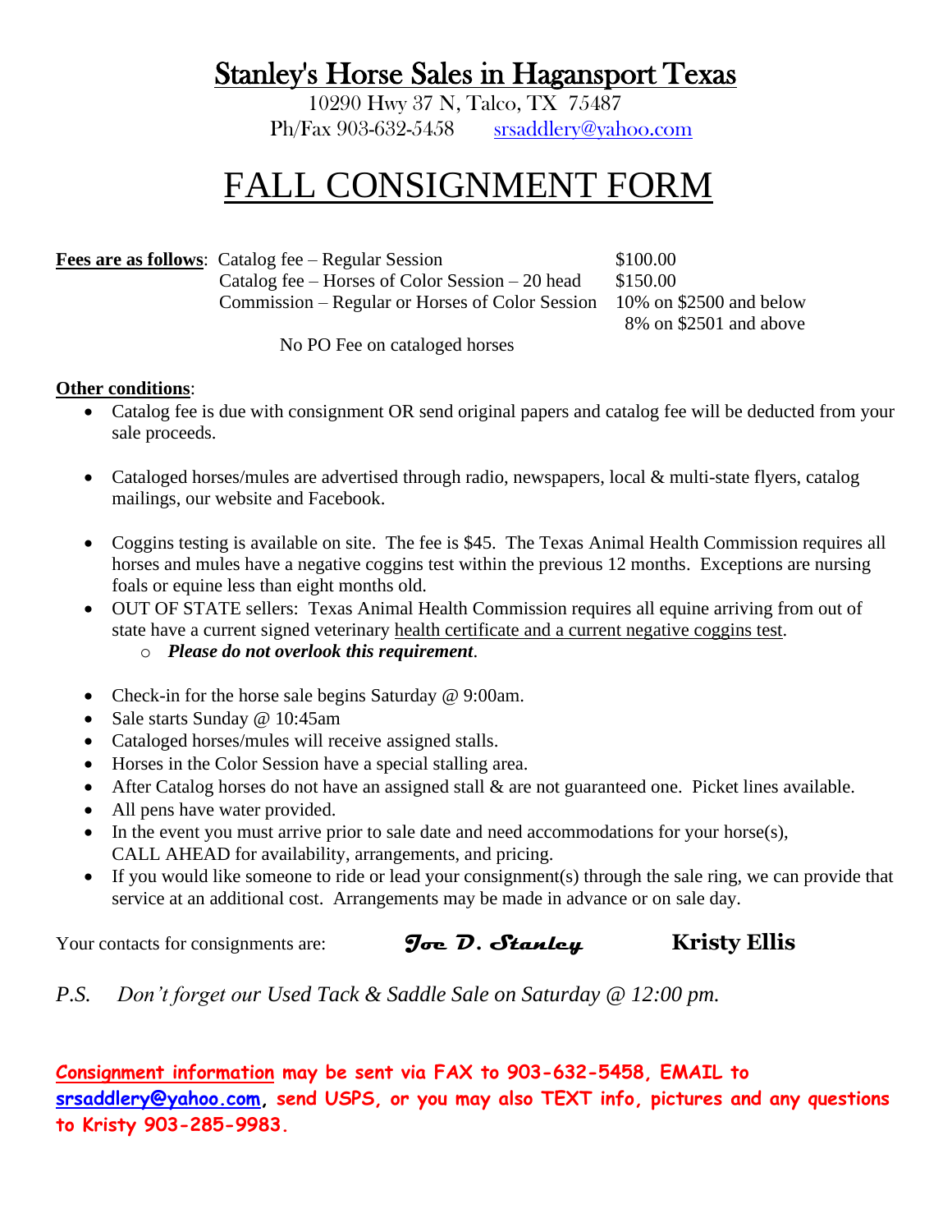# Stanley's Horse Sales in Hagansport Texas

10290 Hwy 37 N, Talco, TX 75487

Ph/Fax 903-632-5458 srsaddlery@yahoo.com

# FALL CONSIGNMENT FORM

**Fees are as follows**:

| | |
|---|---|
| Catalog fee – Regular Session | $100.00 |
| Catalog fee – Horses of Color Session – 20 head | $150.00 |
| Commission – Regular or Horses of Color Session | 10% on $2500 and below<br>8% on $2501 and above |

No PO Fee on cataloged horses

**Other conditions**:

- Catalog fee is due with consignment OR send original papers and catalog fee will be deducted from your sale proceeds.
- Cataloged horses/mules are advertised through radio, newspapers, local & multi-state flyers, catalog mailings, our website and Facebook.
- Coggins testing is available on site. The fee is $45. The Texas Animal Health Commission requires all horses and mules have a negative coggins test within the previous 12 months. Exceptions are nursing foals or equine less than eight months old.
- OUT OF STATE sellers: Texas Animal Health Commission requires all equine arriving from out of state have a current signed veterinary health certificate and a current negative coggins test.
  - ***Please do not overlook this requirement***.
- Check-in for the horse sale begins Saturday @ 9:00am.
- Sale starts Sunday @ 10:45am
- Cataloged horses/mules will receive assigned stalls.
- Horses in the Color Session have a special stalling area.
- After Catalog horses do not have an assigned stall & are not guaranteed one. Picket lines available.
- All pens have water provided.
- In the event you must arrive prior to sale date and need accommodations for your horse(s), CALL AHEAD for availability, arrangements, and pricing.
- If you would like someone to ride or lead your consignment(s) through the sale ring, we can provide that service at an additional cost. Arrangements may be made in advance or on sale day.

Your contacts for consignments are: ***Joe D. Stanley*** **Kristy Ellis**

*P.S. Don't forget our Used Tack & Saddle Sale on Saturday @ 12:00 pm.*

**Consignment information may be sent via FAX to 903-632-5458, EMAIL to srsaddlery@yahoo.com, send USPS, or you may also TEXT info, pictures and any questions to Kristy 903-285-9983.**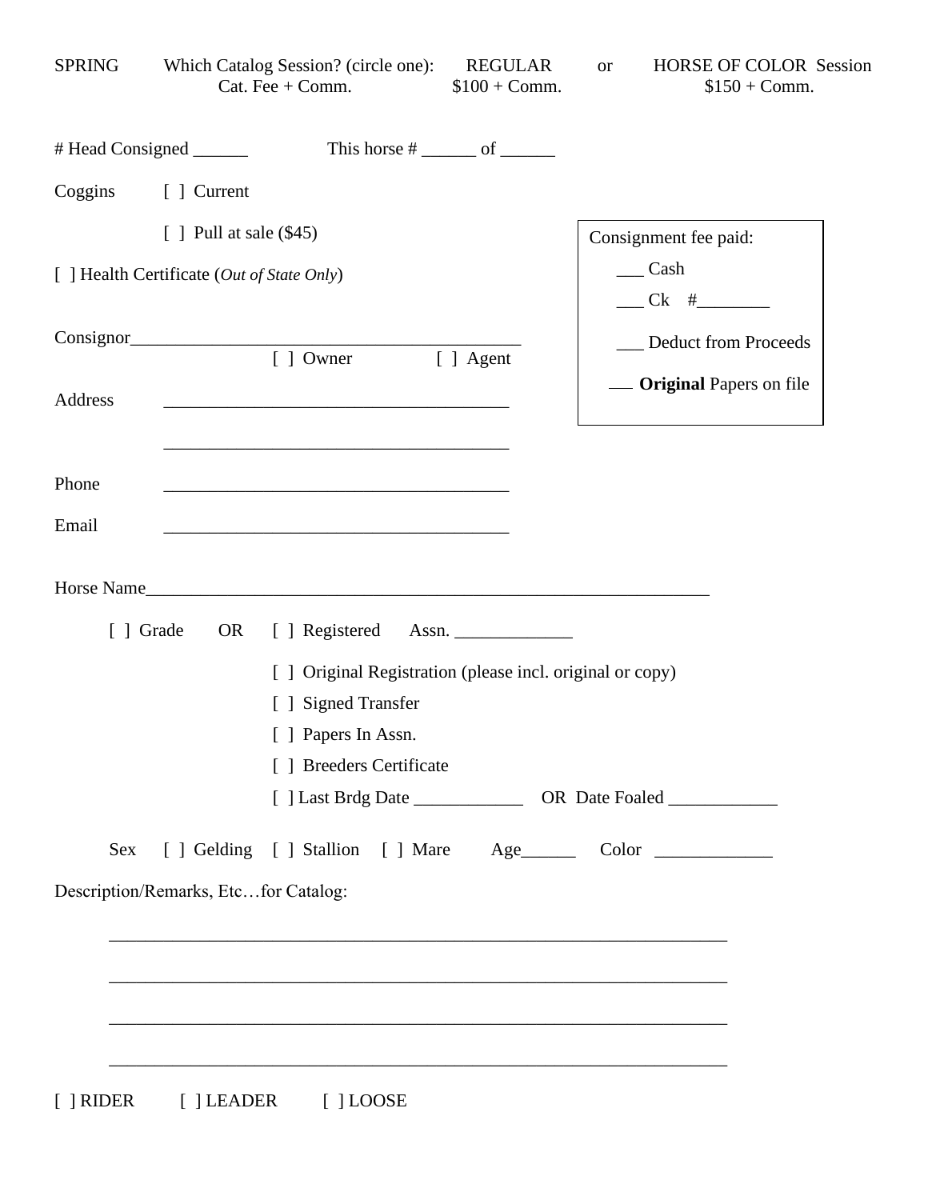SPRING Which Catalog Session? (circle one): REGULAR or HORSE OF COLOR Session

Cat. Fee + Comm. $100 + Comm. $150 + Comm.

# Head Consigned ______ This horse # ______ of ______

Coggins [ ] Current

[ ] Pull at sale ($45)

[ ] Health Certificate (*Out of State Only*)

Consignor_____________________________________________

[ ] Owner [ ] Agent

Address ________________________________________

________________________________________

Phone ________________________________________

Email ________________________________________

Consignment fee paid:

___ Cash

___ Ck #________

___ Deduct from Proceeds

___ **Original** Papers on file

Horse Name_______________________________________________________________

[ ] Grade OR [ ] Registered Assn. _____________

[ ] Original Registration (please incl. original or copy)

[ ] Signed Transfer

[ ] Papers In Assn.

[ ] Breeders Certificate

[ ] Last Brdg Date ____________ OR Date Foaled ____________

Sex [ ] Gelding [ ] Stallion [ ] Mare Age______ Color _____________

Description/Remarks, Etc…for Catalog:

______________________________________________________________________

______________________________________________________________________

______________________________________________________________________

______________________________________________________________________

[ ] RIDER [ ] LEADER [ ] LOOSE